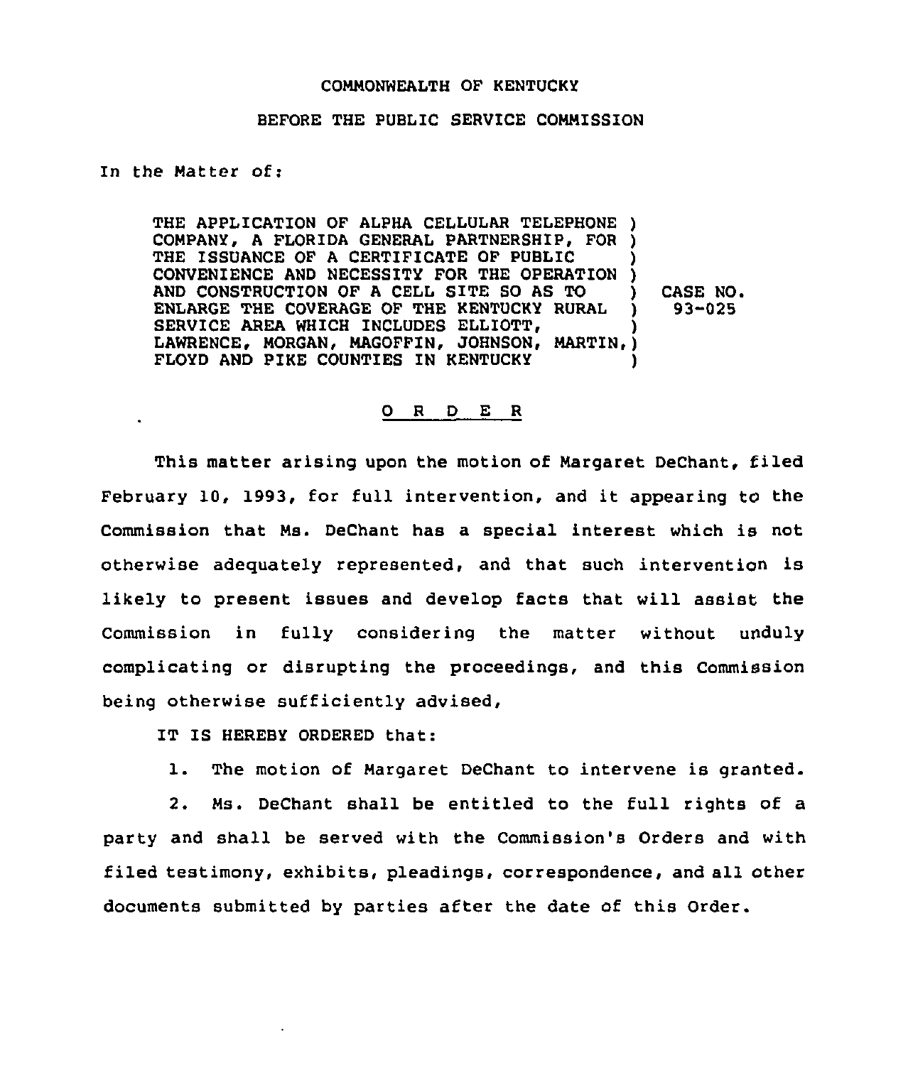COMMONWEALTH OF KENTUCKY

BEFORE THE PUBLIC SERVICE COMMISSION

In the Matter of:

| | | |
|---|---|---|
| THE APPLICATION OF ALPHA CELLULAR TELEPHONE COMPANY, A FLORIDA GENERAL PARTNERSHIP, FOR THE ISSUANCE OF A CERTIFICATE OF PUBLIC CONVENIENCE AND NECESSITY FOR THE OPERATION AND CONSTRUCTION OF A CELL SITE SO AS TO ENLARGE THE COVERAGE OF THE KENTUCKY RURAL SERVICE AREA WHICH INCLUDES ELLIOTT, LAWRENCE, MORGAN, MAGOFFIN, JOHNSON, MARTIN, FLOYD AND PIKE COUNTIES IN KENTUCKY | ) | CASE NO. 93-025 |

## O R D E R

This matter arising upon the motion of Margaret DeChant, filed February 10, 1993, for full intervention, and it appearing to the Commission that Ms. DeChant has a special interest which is not otherwise adequately represented, and that such intervention is likely to present issues and develop facts that will assist the Commission in fully considering the matter without unduly complicating or disrupting the proceedings, and this Commission being otherwise sufficiently advised,

IT IS HEREBY ORDERED that:

1. The motion of Margaret DeChant to intervene is granted.

2. Ms. DeChant shall be entitled to the full rights of a party and shall be served with the Commission's Orders and with filed testimony, exhibits, pleadings, correspondence, and all other documents submitted by parties after the date of this Order.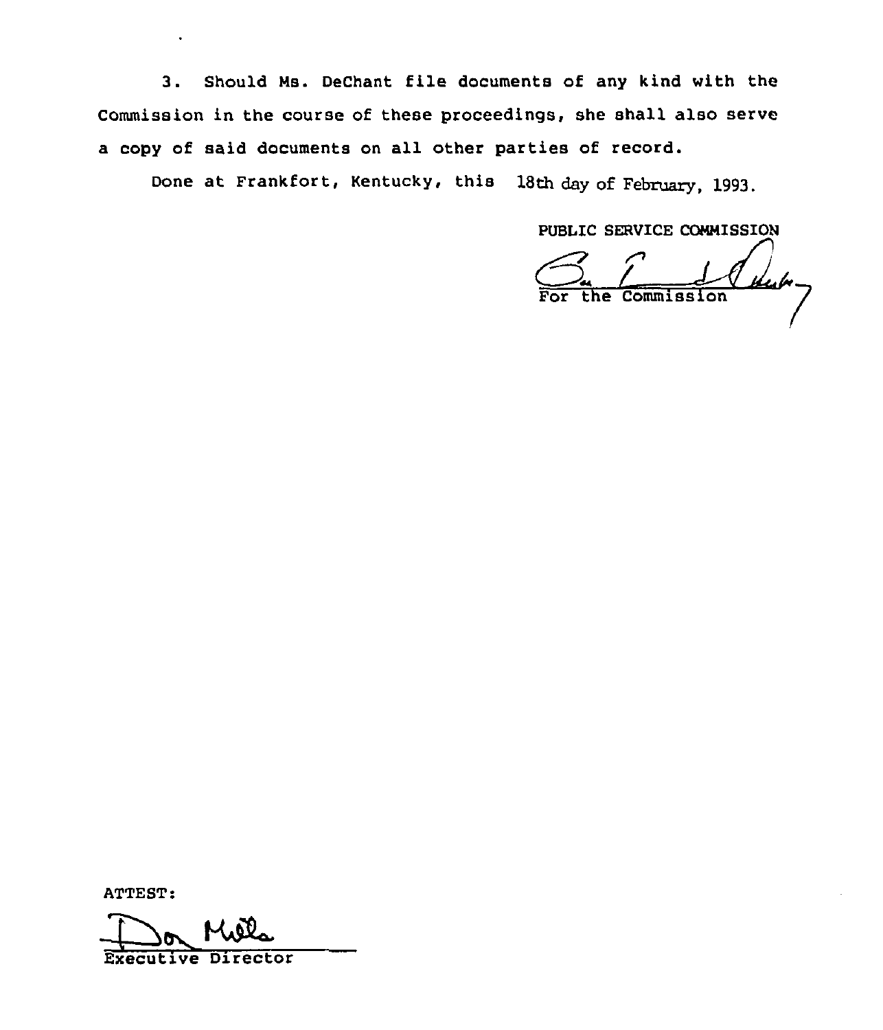3. Should Ms. DeChant file documents of any kind with the Commission in the course of these proceedings, she shall also serve a copy of said documents on all other parties of record.

Done at Frankfort, Kentucky, this 18th day of February, 1993.

PUBLIC SERVICE COMMISSION

For the Commission

ATTEST:

Executive Director